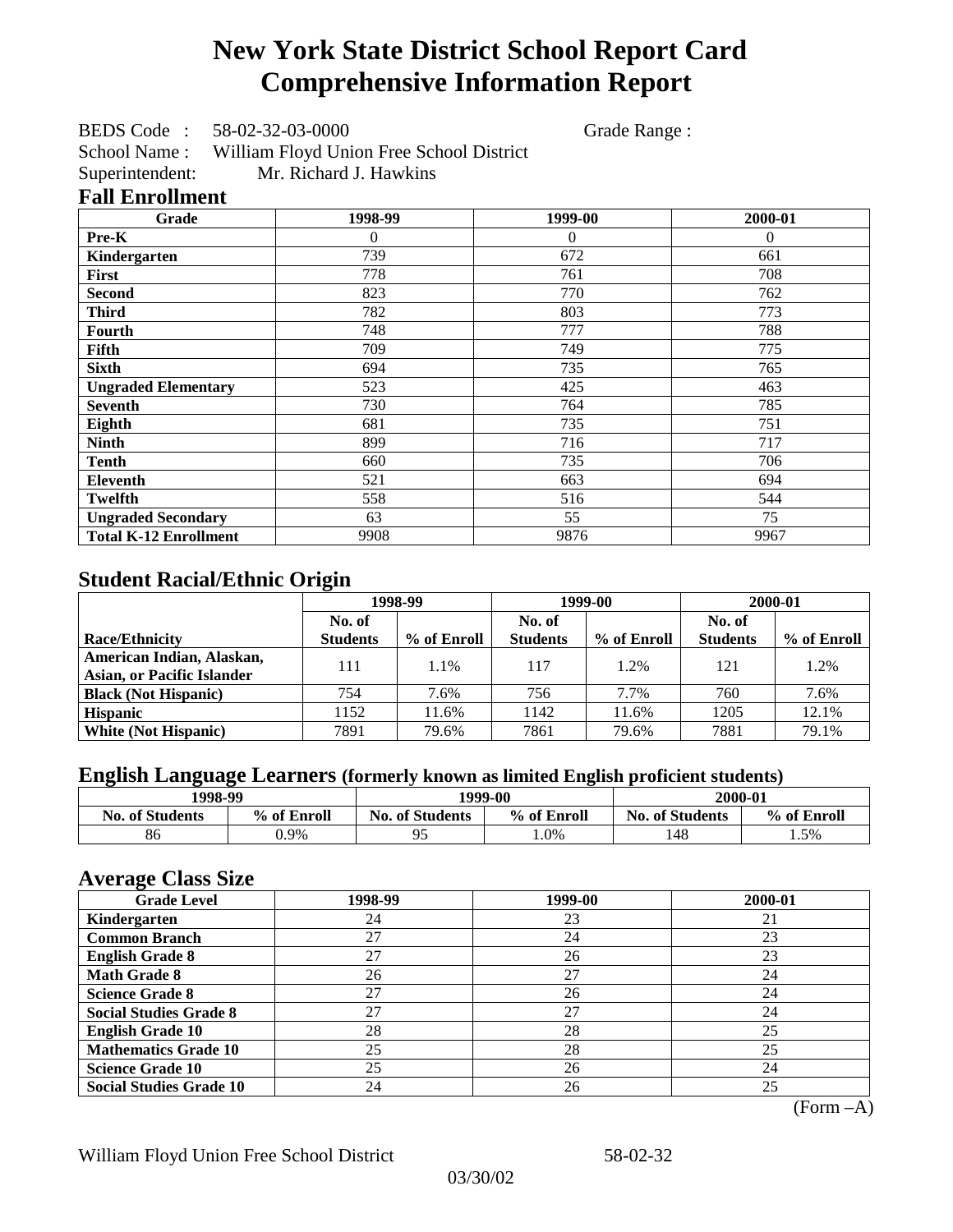# New York State District School Report Card
# Comprehensive Information Report

BEDS Code : 58-02-32-03-0000 Grade Range :
School Name : William Floyd Union Free School District
Superintendent: Mr. Richard J. Hawkins

## Fall Enrollment

| Grade | 1998-99 | 1999-00 | 2000-01 |
|---|---|---|---|
| Pre-K | 0 | 0 | 0 |
| Kindergarten | 739 | 672 | 661 |
| First | 778 | 761 | 708 |
| Second | 823 | 770 | 762 |
| Third | 782 | 803 | 773 |
| Fourth | 748 | 777 | 788 |
| Fifth | 709 | 749 | 775 |
| Sixth | 694 | 735 | 765 |
| Ungraded Elementary | 523 | 425 | 463 |
| Seventh | 730 | 764 | 785 |
| Eighth | 681 | 735 | 751 |
| Ninth | 899 | 716 | 717 |
| Tenth | 660 | 735 | 706 |
| Eleventh | 521 | 663 | 694 |
| Twelfth | 558 | 516 | 544 |
| Ungraded Secondary | 63 | 55 | 75 |
| Total K-12 Enrollment | 9908 | 9876 | 9967 |

## Student Racial/Ethnic Origin

| | 1998-99 | | 1999-00 | | 2000-01 | |
|---|---|---|---|---|---|---|
| Race/Ethnicity | No. of Students | % of Enroll | No. of Students | % of Enroll | No. of Students | % of Enroll |
| American Indian, Alaskan, Asian, or Pacific Islander | 111 | 1.1% | 117 | 1.2% | 121 | 1.2% |
| Black (Not Hispanic) | 754 | 7.6% | 756 | 7.7% | 760 | 7.6% |
| Hispanic | 1152 | 11.6% | 1142 | 11.6% | 1205 | 12.1% |
| White (Not Hispanic) | 7891 | 79.6% | 7861 | 79.6% | 7881 | 79.1% |

## English Language Learners (formerly known as limited English proficient students)

| 1998-99 | | 1999-00 | | 2000-01 | |
|---|---|---|---|---|---|
| No. of Students | % of Enroll | No. of Students | % of Enroll | No. of Students | % of Enroll |
| 86 | 0.9% | 95 | 1.0% | 148 | 1.5% |

## Average Class Size

| Grade Level | 1998-99 | 1999-00 | 2000-01 |
|---|---|---|---|
| Kindergarten | 24 | 23 | 21 |
| Common Branch | 27 | 24 | 23 |
| English Grade 8 | 27 | 26 | 23 |
| Math Grade 8 | 26 | 27 | 24 |
| Science Grade 8 | 27 | 26 | 24 |
| Social Studies Grade 8 | 27 | 27 | 24 |
| English Grade 10 | 28 | 28 | 25 |
| Mathematics Grade 10 | 25 | 28 | 25 |
| Science Grade 10 | 25 | 26 | 24 |
| Social Studies Grade 10 | 24 | 26 | 25 |

(Form –A)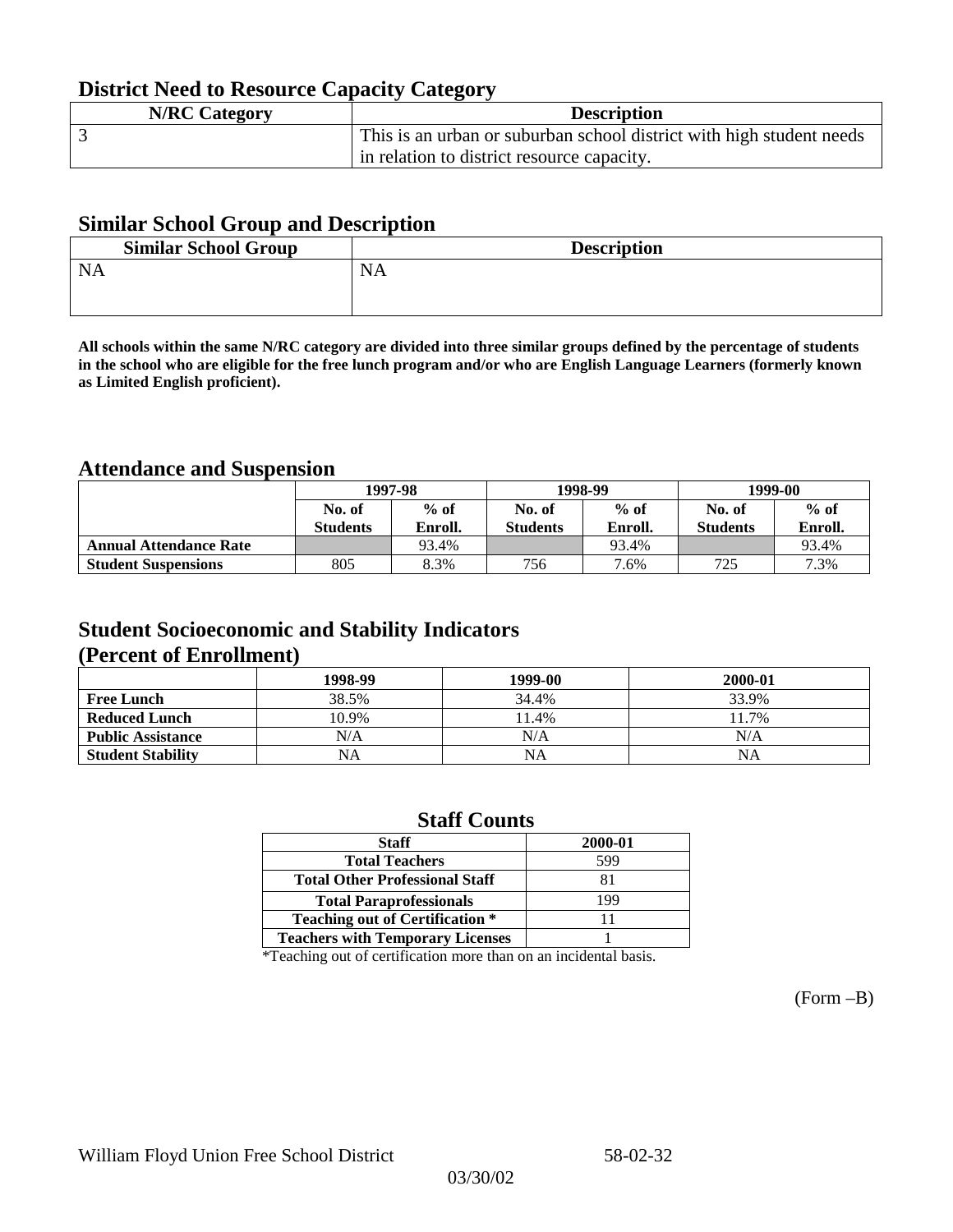## District Need to Resource Capacity Category

| N/RC Category | Description |
|---|---|
| 3 | This is an urban or suburban school district with high student needs in relation to district resource capacity. |

## Similar School Group and Description

| Similar School Group | Description |
|---|---|
| NA | NA |

**All schools within the same N/RC category are divided into three similar groups defined by the percentage of students in the school who are eligible for the free lunch program and/or who are English Language Learners (formerly known as Limited English proficient).**

## Attendance and Suspension

| | 1997-98 | | 1998-99 | | 1999-00 | |
|---|---|---|---|---|---|---|
| | No. of Students | % of Enroll. | No. of Students | % of Enroll. | No. of Students | % of Enroll. |
| **Annual Attendance Rate** | | 93.4% | | 93.4% | | 93.4% |
| **Student Suspensions** | 805 | 8.3% | 756 | 7.6% | 725 | 7.3% |

## Student Socioeconomic and Stability Indicators (Percent of Enrollment)

| | 1998-99 | 1999-00 | 2000-01 |
|---|---|---|---|
| **Free Lunch** | 38.5% | 34.4% | 33.9% |
| **Reduced Lunch** | 10.9% | 11.4% | 11.7% |
| **Public Assistance** | N/A | N/A | N/A |
| **Student Stability** | NA | NA | NA |

## Staff Counts

| Staff | 2000-01 |
|---|---|
| Total Teachers | 599 |
| Total Other Professional Staff | 81 |
| Total Paraprofessionals | 199 |
| Teaching out of Certification * | 11 |
| Teachers with Temporary Licenses | 1 |

*Teaching out of certification more than on an incidental basis.

(Form –B)

William Floyd Union Free School District 58-02-32

03/30/02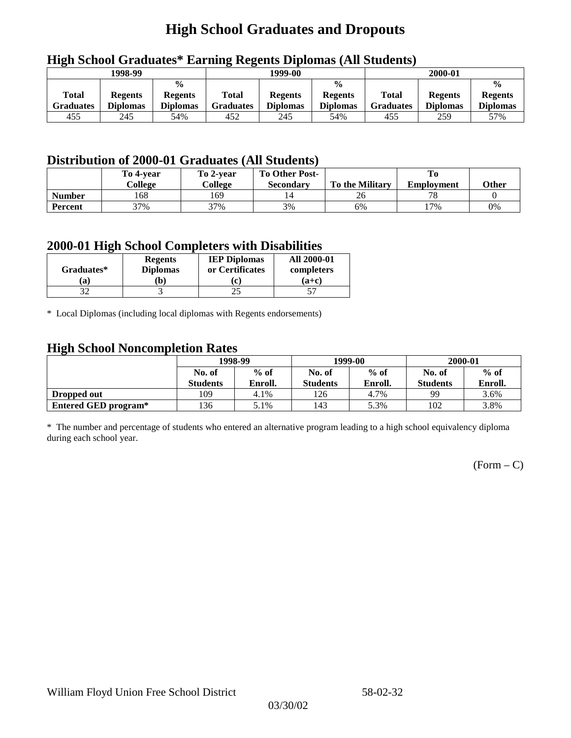# High School Graduates and Dropouts

## High School Graduates* Earning Regents Diplomas (All Students)

| 1998-99 | | | 1999-00 | | | 2000-01 | | |
|---|---|---|---|---|---|---|---|---|
| Total Graduates | Regents Diplomas | % Regents Diplomas | Total Graduates | Regents Diplomas | % Regents Diplomas | Total Graduates | Regents Diplomas | % Regents Diplomas |
| 455 | 245 | 54% | 452 | 245 | 54% | 455 | 259 | 57% |

## Distribution of 2000-01 Graduates (All Students)

| | To 4-year College | To 2-year College | To Other Post-Secondary | To the Military | To Employment | Other |
|---|---|---|---|---|---|---|
| **Number** | 168 | 169 | 14 | 26 | 78 | 0 |
| **Percent** | 37% | 37% | 3% | 6% | 17% | 0% |

## 2000-01 High School Completers with Disabilities

| Graduates* (a) | Regents Diplomas (b) | IEP Diplomas or Certificates (c) | All 2000-01 completers (a+c) |
|---|---|---|---|
| 32 | 3 | 25 | 57 |

* Local Diplomas (including local diplomas with Regents endorsements)

## High School Noncompletion Rates

| | 1998-99 | | 1999-00 | | 2000-01 | |
|---|---|---|---|---|---|---|
| | No. of Students | % of Enroll. | No. of Students | % of Enroll. | No. of Students | % of Enroll. |
| **Dropped out** | 109 | 4.1% | 126 | 4.7% | 99 | 3.6% |
| **Entered GED program*** | 136 | 5.1% | 143 | 5.3% | 102 | 3.8% |

* The number and percentage of students who entered an alternative program leading to a high school equivalency diploma during each school year.

(Form – C)

William Floyd Union Free School District 58-02-32

03/30/02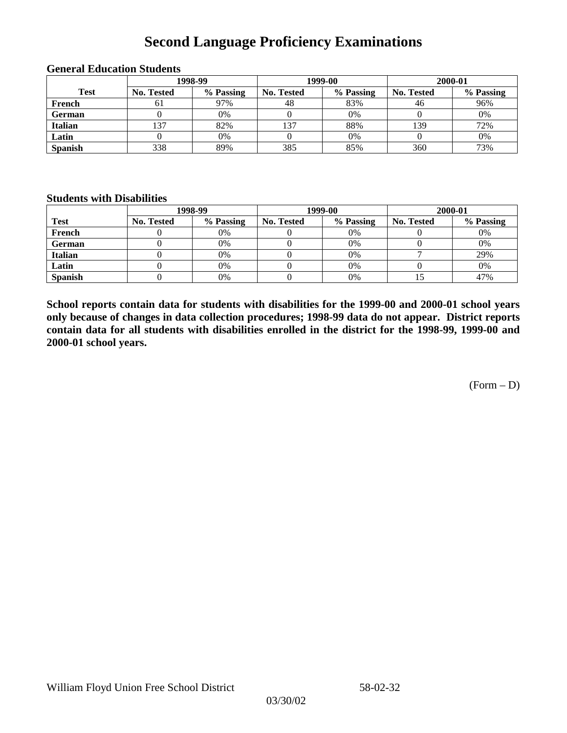# Second Language Proficiency Examinations

### General Education Students

| Test | 1998-99 | | 1999-00 | | 2000-01 | |
|---|---|---|---|---|---|---|
| | No. Tested | % Passing | No. Tested | % Passing | No. Tested | % Passing |
| French | 61 | 97% | 48 | 83% | 46 | 96% |
| German | 0 | 0% | 0 | 0% | 0 | 0% |
| Italian | 137 | 82% | 137 | 88% | 139 | 72% |
| Latin | 0 | 0% | 0 | 0% | 0 | 0% |
| Spanish | 338 | 89% | 385 | 85% | 360 | 73% |

### Students with Disabilities

| Test | 1998-99 | | 1999-00 | | 2000-01 | |
|---|---|---|---|---|---|---|
| | No. Tested | % Passing | No. Tested | % Passing | No. Tested | % Passing |
| French | 0 | 0% | 0 | 0% | 0 | 0% |
| German | 0 | 0% | 0 | 0% | 0 | 0% |
| Italian | 0 | 0% | 0 | 0% | 7 | 29% |
| Latin | 0 | 0% | 0 | 0% | 0 | 0% |
| Spanish | 0 | 0% | 0 | 0% | 15 | 47% |

**School reports contain data for students with disabilities for the 1999-00 and 2000-01 school years only because of changes in data collection procedures; 1998-99 data do not appear. District reports contain data for all students with disabilities enrolled in the district for the 1998-99, 1999-00 and 2000-01 school years.**

(Form – D)

William Floyd Union Free School District 58-02-32

03/30/02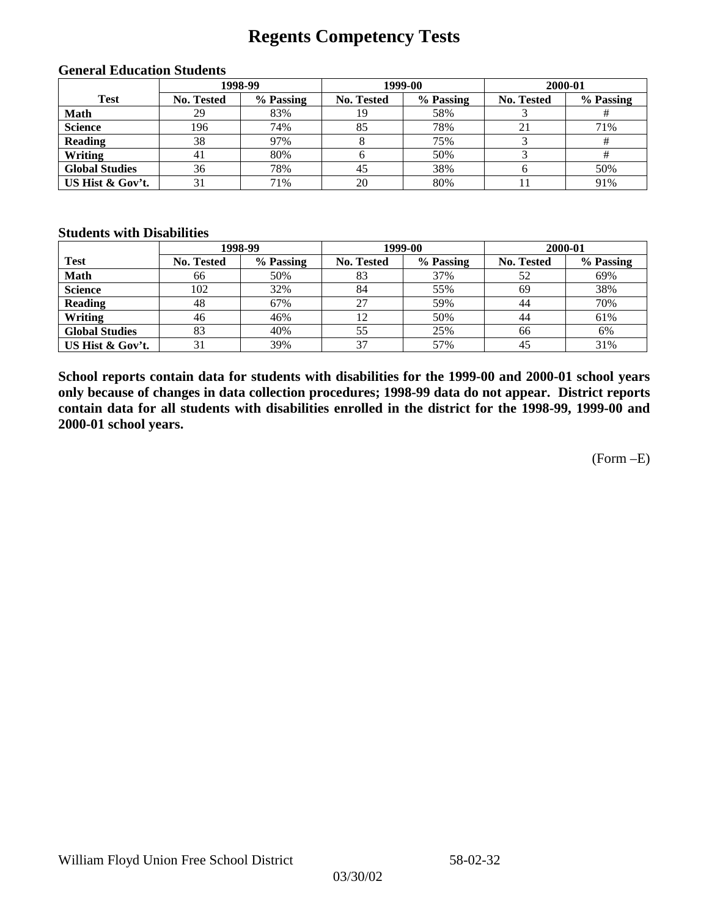# Regents Competency Tests

### General Education Students

| | 1998-99 | | 1999-00 | | 2000-01 | |
|---|---|---|---|---|---|---|
| **Test** | **No. Tested** | **% Passing** | **No. Tested** | **% Passing** | **No. Tested** | **% Passing** |
| **Math** | 29 | 83% | 19 | 58% | 3 | # |
| **Science** | 196 | 74% | 85 | 78% | 21 | 71% |
| **Reading** | 38 | 97% | 8 | 75% | 3 | # |
| **Writing** | 41 | 80% | 6 | 50% | 3 | # |
| **Global Studies** | 36 | 78% | 45 | 38% | 6 | 50% |
| **US Hist & Gov't.** | 31 | 71% | 20 | 80% | 11 | 91% |

### Students with Disabilities

| | 1998-99 | | 1999-00 | | 2000-01 | |
|---|---|---|---|---|---|---|
| **Test** | **No. Tested** | **% Passing** | **No. Tested** | **% Passing** | **No. Tested** | **% Passing** |
| **Math** | 66 | 50% | 83 | 37% | 52 | 69% |
| **Science** | 102 | 32% | 84 | 55% | 69 | 38% |
| **Reading** | 48 | 67% | 27 | 59% | 44 | 70% |
| **Writing** | 46 | 46% | 12 | 50% | 44 | 61% |
| **Global Studies** | 83 | 40% | 55 | 25% | 66 | 6% |
| **US Hist & Gov't.** | 31 | 39% | 37 | 57% | 45 | 31% |

**School reports contain data for students with disabilities for the 1999-00 and 2000-01 school years only because of changes in data collection procedures; 1998-99 data do not appear. District reports contain data for all students with disabilities enrolled in the district for the 1998-99, 1999-00 and 2000-01 school years.**

(Form –E)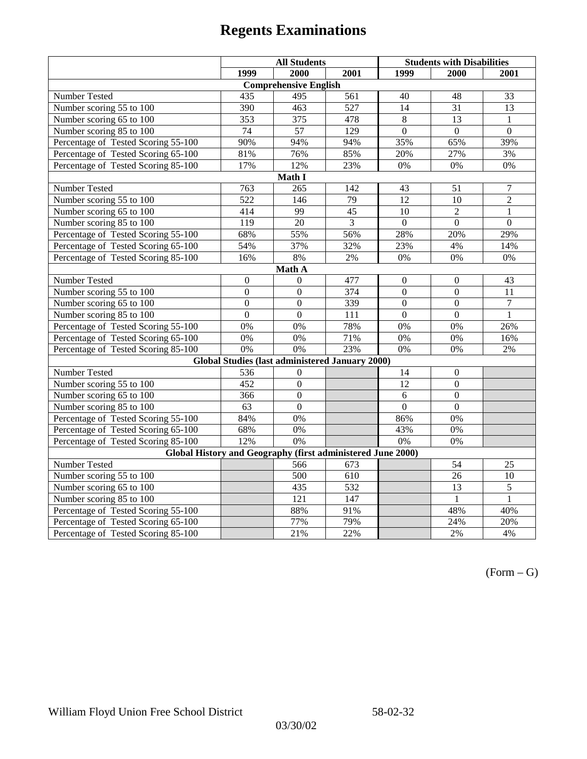# Regents Examinations

| | All Students | | | Students with Disabilities | | |
|---|---|---|---|---|---|---|
| | 1999 | 2000 | 2001 | 1999 | 2000 | 2001 |
| **Comprehensive English** | | | | | | |
| Number Tested | 435 | 495 | 561 | 40 | 48 | 33 |
| Number scoring 55 to 100 | 390 | 463 | 527 | 14 | 31 | 13 |
| Number scoring 65 to 100 | 353 | 375 | 478 | 8 | 13 | 1 |
| Number scoring 85 to 100 | 74 | 57 | 129 | 0 | 0 | 0 |
| Percentage of Tested Scoring 55-100 | 90% | 94% | 94% | 35% | 65% | 39% |
| Percentage of Tested Scoring 65-100 | 81% | 76% | 85% | 20% | 27% | 3% |
| Percentage of Tested Scoring 85-100 | 17% | 12% | 23% | 0% | 0% | 0% |
| **Math I** | | | | | | |
| Number Tested | 763 | 265 | 142 | 43 | 51 | 7 |
| Number scoring 55 to 100 | 522 | 146 | 79 | 12 | 10 | 2 |
| Number scoring 65 to 100 | 414 | 99 | 45 | 10 | 2 | 1 |
| Number scoring 85 to 100 | 119 | 20 | 3 | 0 | 0 | 0 |
| Percentage of Tested Scoring 55-100 | 68% | 55% | 56% | 28% | 20% | 29% |
| Percentage of Tested Scoring 65-100 | 54% | 37% | 32% | 23% | 4% | 14% |
| Percentage of Tested Scoring 85-100 | 16% | 8% | 2% | 0% | 0% | 0% |
| **Math A** | | | | | | |
| Number Tested | 0 | 0 | 477 | 0 | 0 | 43 |
| Number scoring 55 to 100 | 0 | 0 | 374 | 0 | 0 | 11 |
| Number scoring 65 to 100 | 0 | 0 | 339 | 0 | 0 | 7 |
| Number scoring 85 to 100 | 0 | 0 | 111 | 0 | 0 | 1 |
| Percentage of Tested Scoring 55-100 | 0% | 0% | 78% | 0% | 0% | 26% |
| Percentage of Tested Scoring 65-100 | 0% | 0% | 71% | 0% | 0% | 16% |
| Percentage of Tested Scoring 85-100 | 0% | 0% | 23% | 0% | 0% | 2% |
| **Global Studies (last administered January 2000)** | | | | | | |
| Number Tested | 536 | 0 | | 14 | 0 | |
| Number scoring 55 to 100 | 452 | 0 | | 12 | 0 | |
| Number scoring 65 to 100 | 366 | 0 | | 6 | 0 | |
| Number scoring 85 to 100 | 63 | 0 | | 0 | 0 | |
| Percentage of Tested Scoring 55-100 | 84% | 0% | | 86% | 0% | |
| Percentage of Tested Scoring 65-100 | 68% | 0% | | 43% | 0% | |
| Percentage of Tested Scoring 85-100 | 12% | 0% | | 0% | 0% | |
| **Global History and Geography (first administered June 2000)** | | | | | | |
| Number Tested | | 566 | 673 | | 54 | 25 |
| Number scoring 55 to 100 | | 500 | 610 | | 26 | 10 |
| Number scoring 65 to 100 | | 435 | 532 | | 13 | 5 |
| Number scoring 85 to 100 | | 121 | 147 | | 1 | 1 |
| Percentage of Tested Scoring 55-100 | | 88% | 91% | | 48% | 40% |
| Percentage of Tested Scoring 65-100 | | 77% | 79% | | 24% | 20% |
| Percentage of Tested Scoring 85-100 | | 21% | 22% | | 2% | 4% |

(Form – G)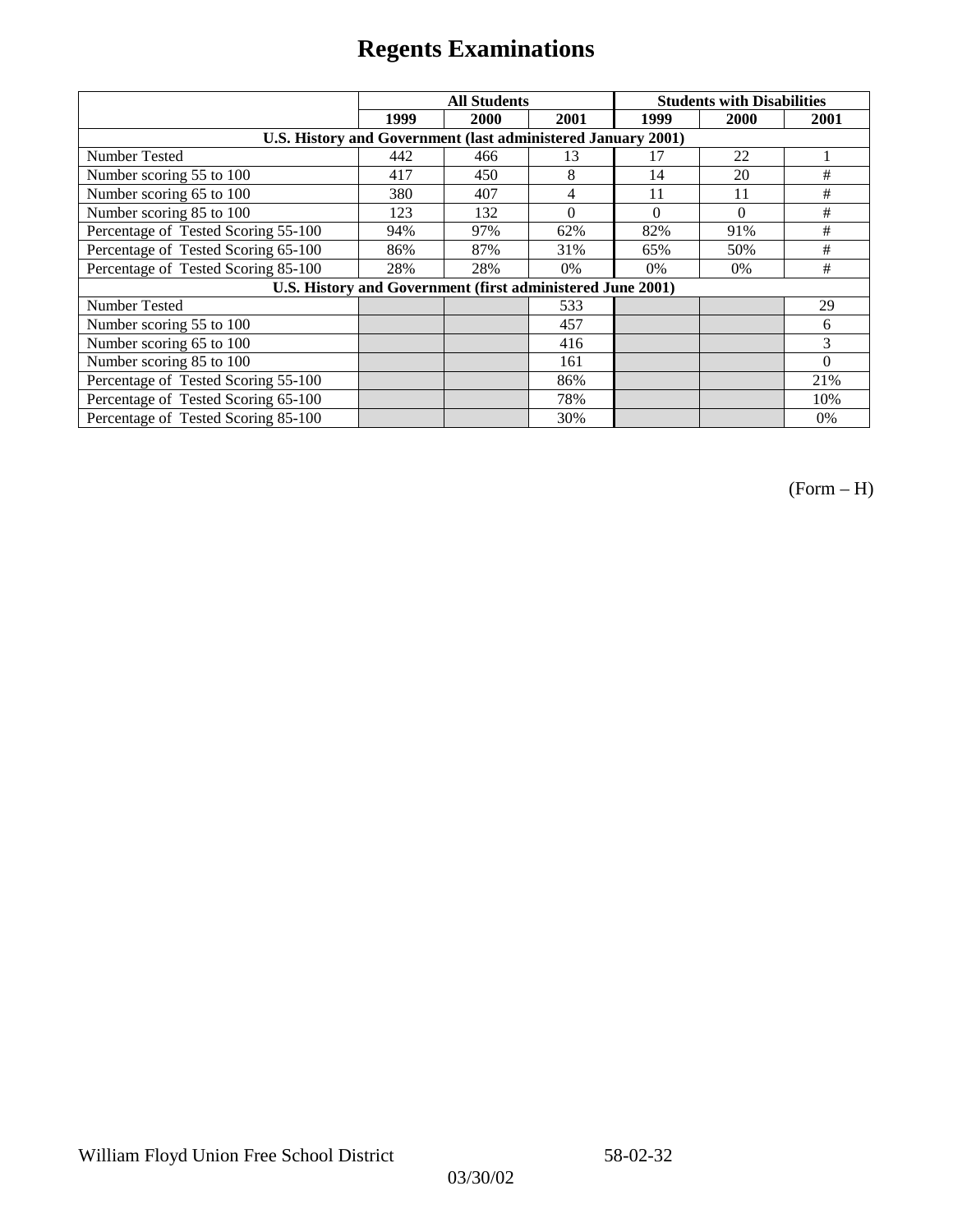# Regents Examinations

| | All Students | | | Students with Disabilities | | |
|---|---|---|---|---|---|---|
| | 1999 | 2000 | 2001 | 1999 | 2000 | 2001 |
| **U.S. History and Government (last administered January 2001)** | | | | | | |
| Number Tested | 442 | 466 | 13 | 17 | 22 | 1 |
| Number scoring 55 to 100 | 417 | 450 | 8 | 14 | 20 | # |
| Number scoring 65 to 100 | 380 | 407 | 4 | 11 | 11 | # |
| Number scoring 85 to 100 | 123 | 132 | 0 | 0 | 0 | # |
| Percentage of Tested Scoring 55-100 | 94% | 97% | 62% | 82% | 91% | # |
| Percentage of Tested Scoring 65-100 | 86% | 87% | 31% | 65% | 50% | # |
| Percentage of Tested Scoring 85-100 | 28% | 28% | 0% | 0% | 0% | # |
| **U.S. History and Government (first administered June 2001)** | | | | | | |
| Number Tested | | | 533 | | | 29 |
| Number scoring 55 to 100 | | | 457 | | | 6 |
| Number scoring 65 to 100 | | | 416 | | | 3 |
| Number scoring 85 to 100 | | | 161 | | | 0 |
| Percentage of Tested Scoring 55-100 | | | 86% | | | 21% |
| Percentage of Tested Scoring 65-100 | | | 78% | | | 10% |
| Percentage of Tested Scoring 85-100 | | | 30% | | | 0% |

(Form – H)

William Floyd Union Free School District 58-02-32

03/30/02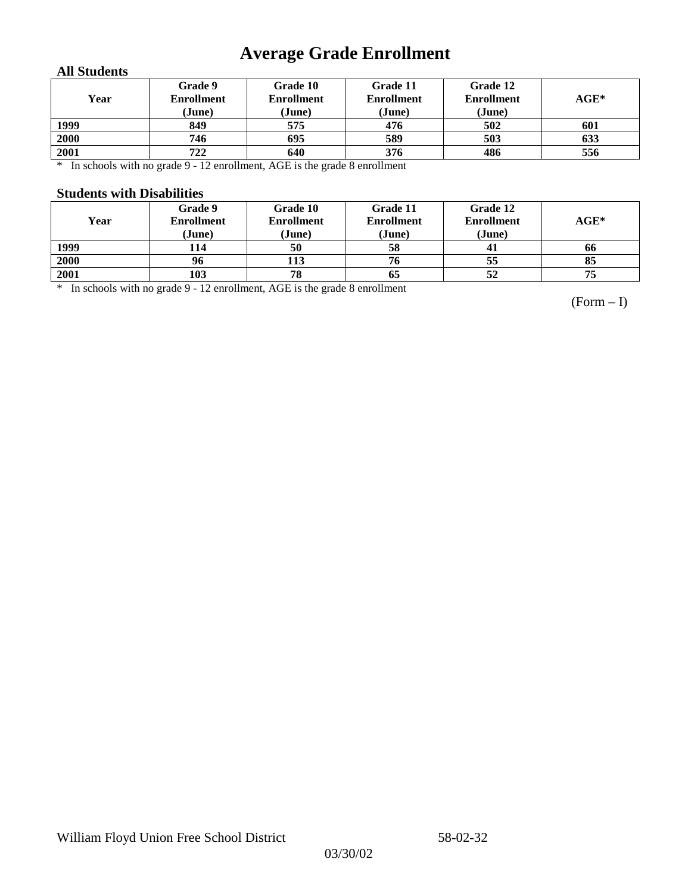# Average Grade Enrollment

### All Students

| Year | Grade 9 Enrollment (June) | Grade 10 Enrollment (June) | Grade 11 Enrollment (June) | Grade 12 Enrollment (June) | AGE* |
|---|---|---|---|---|---|
| 1999 | 849 | 575 | 476 | 502 | 601 |
| 2000 | 746 | 695 | 589 | 503 | 633 |
| 2001 | 722 | 640 | 376 | 486 | 556 |

* In schools with no grade 9 - 12 enrollment, AGE is the grade 8 enrollment

### Students with Disabilities

| Year | Grade 9 Enrollment (June) | Grade 10 Enrollment (June) | Grade 11 Enrollment (June) | Grade 12 Enrollment (June) | AGE* |
|---|---|---|---|---|---|
| 1999 | 114 | 50 | 58 | 41 | 66 |
| 2000 | 96 | 113 | 76 | 55 | 85 |
| 2001 | 103 | 78 | 65 | 52 | 75 |

* In schools with no grade 9 - 12 enrollment, AGE is the grade 8 enrollment

(Form – I)

William Floyd Union Free School District 58-02-32

03/30/02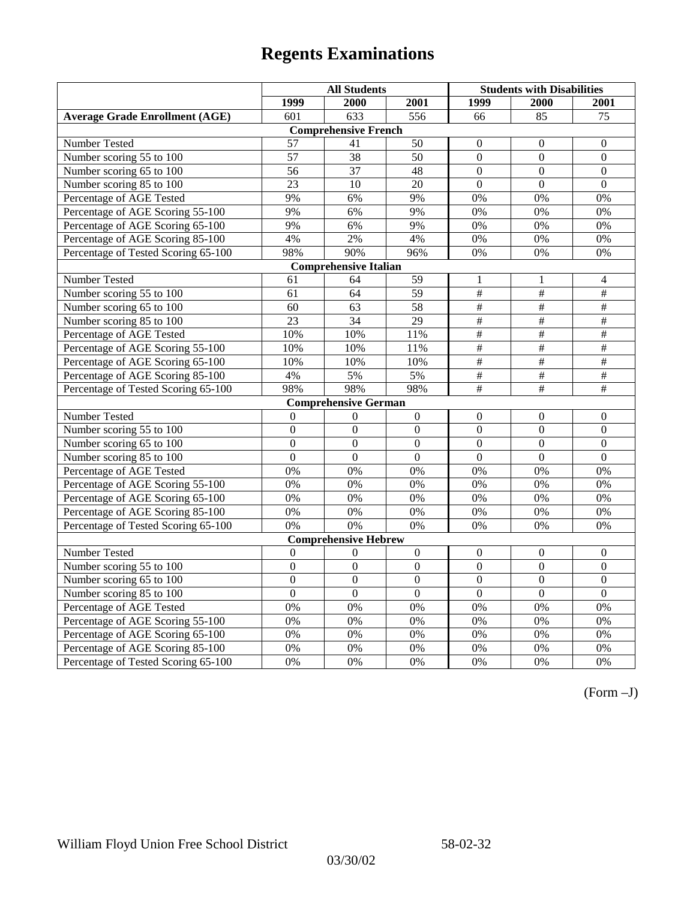# Regents Examinations

| | All Students | | | Students with Disabilities | | |
|---|---|---|---|---|---|---|
| | **1999** | **2000** | **2001** | **1999** | **2000** | **2001** |
| **Average Grade Enrollment (AGE)** | 601 | 633 | 556 | 66 | 85 | 75 |
| **Comprehensive French** | | | | | | |
| Number Tested | 57 | 41 | 50 | 0 | 0 | 0 |
| Number scoring 55 to 100 | 57 | 38 | 50 | 0 | 0 | 0 |
| Number scoring 65 to 100 | 56 | 37 | 48 | 0 | 0 | 0 |
| Number scoring 85 to 100 | 23 | 10 | 20 | 0 | 0 | 0 |
| Percentage of AGE Tested | 9% | 6% | 9% | 0% | 0% | 0% |
| Percentage of AGE Scoring 55-100 | 9% | 6% | 9% | 0% | 0% | 0% |
| Percentage of AGE Scoring 65-100 | 9% | 6% | 9% | 0% | 0% | 0% |
| Percentage of AGE Scoring 85-100 | 4% | 2% | 4% | 0% | 0% | 0% |
| Percentage of Tested Scoring 65-100 | 98% | 90% | 96% | 0% | 0% | 0% |
| **Comprehensive Italian** | | | | | | |
| Number Tested | 61 | 64 | 59 | 1 | 1 | 4 |
| Number scoring 55 to 100 | 61 | 64 | 59 | # | # | # |
| Number scoring 65 to 100 | 60 | 63 | 58 | # | # | # |
| Number scoring 85 to 100 | 23 | 34 | 29 | # | # | # |
| Percentage of AGE Tested | 10% | 10% | 11% | # | # | # |
| Percentage of AGE Scoring 55-100 | 10% | 10% | 11% | # | # | # |
| Percentage of AGE Scoring 65-100 | 10% | 10% | 10% | # | # | # |
| Percentage of AGE Scoring 85-100 | 4% | 5% | 5% | # | # | # |
| Percentage of Tested Scoring 65-100 | 98% | 98% | 98% | # | # | # |
| **Comprehensive German** | | | | | | |
| Number Tested | 0 | 0 | 0 | 0 | 0 | 0 |
| Number scoring 55 to 100 | 0 | 0 | 0 | 0 | 0 | 0 |
| Number scoring 65 to 100 | 0 | 0 | 0 | 0 | 0 | 0 |
| Number scoring 85 to 100 | 0 | 0 | 0 | 0 | 0 | 0 |
| Percentage of AGE Tested | 0% | 0% | 0% | 0% | 0% | 0% |
| Percentage of AGE Scoring 55-100 | 0% | 0% | 0% | 0% | 0% | 0% |
| Percentage of AGE Scoring 65-100 | 0% | 0% | 0% | 0% | 0% | 0% |
| Percentage of AGE Scoring 85-100 | 0% | 0% | 0% | 0% | 0% | 0% |
| Percentage of Tested Scoring 65-100 | 0% | 0% | 0% | 0% | 0% | 0% |
| **Comprehensive Hebrew** | | | | | | |
| Number Tested | 0 | 0 | 0 | 0 | 0 | 0 |
| Number scoring 55 to 100 | 0 | 0 | 0 | 0 | 0 | 0 |
| Number scoring 65 to 100 | 0 | 0 | 0 | 0 | 0 | 0 |
| Number scoring 85 to 100 | 0 | 0 | 0 | 0 | 0 | 0 |
| Percentage of AGE Tested | 0% | 0% | 0% | 0% | 0% | 0% |
| Percentage of AGE Scoring 55-100 | 0% | 0% | 0% | 0% | 0% | 0% |
| Percentage of AGE Scoring 65-100 | 0% | 0% | 0% | 0% | 0% | 0% |
| Percentage of AGE Scoring 85-100 | 0% | 0% | 0% | 0% | 0% | 0% |
| Percentage of Tested Scoring 65-100 | 0% | 0% | 0% | 0% | 0% | 0% |

(Form –J)

William Floyd Union Free School District 58-02-32

03/30/02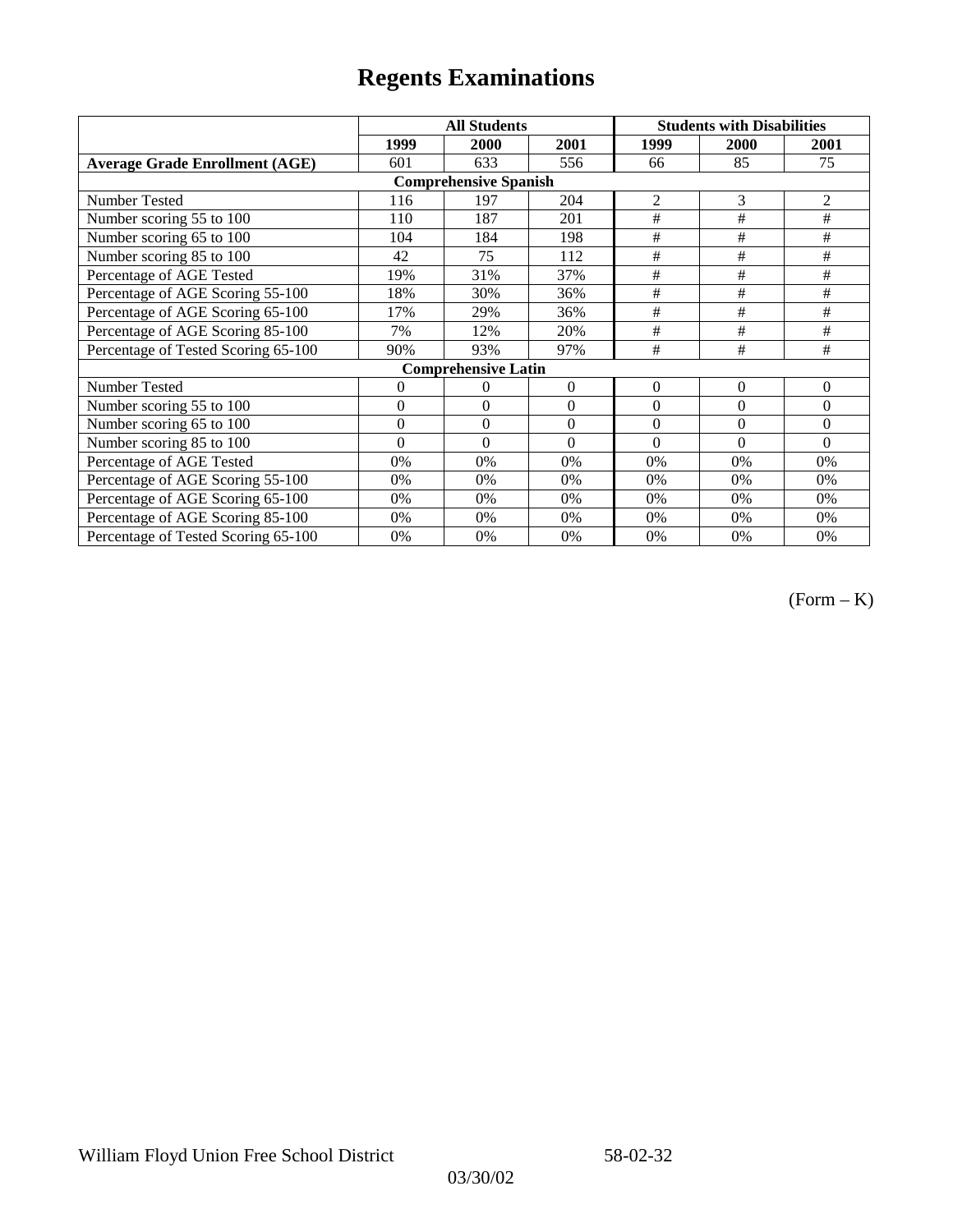# Regents Examinations

| | All Students | | | Students with Disabilities | | |
|---|---|---|---|---|---|---|
| | 1999 | 2000 | 2001 | 1999 | 2000 | 2001 |
| **Average Grade Enrollment (AGE)** | 601 | 633 | 556 | 66 | 85 | 75 |
| **Comprehensive Spanish** | | | | | | |
| Number Tested | 116 | 197 | 204 | 2 | 3 | 2 |
| Number scoring 55 to 100 | 110 | 187 | 201 | # | # | # |
| Number scoring 65 to 100 | 104 | 184 | 198 | # | # | # |
| Number scoring 85 to 100 | 42 | 75 | 112 | # | # | # |
| Percentage of AGE Tested | 19% | 31% | 37% | # | # | # |
| Percentage of AGE Scoring 55-100 | 18% | 30% | 36% | # | # | # |
| Percentage of AGE Scoring 65-100 | 17% | 29% | 36% | # | # | # |
| Percentage of AGE Scoring 85-100 | 7% | 12% | 20% | # | # | # |
| Percentage of Tested Scoring 65-100 | 90% | 93% | 97% | # | # | # |
| **Comprehensive Latin** | | | | | | |
| Number Tested | 0 | 0 | 0 | 0 | 0 | 0 |
| Number scoring 55 to 100 | 0 | 0 | 0 | 0 | 0 | 0 |
| Number scoring 65 to 100 | 0 | 0 | 0 | 0 | 0 | 0 |
| Number scoring 85 to 100 | 0 | 0 | 0 | 0 | 0 | 0 |
| Percentage of AGE Tested | 0% | 0% | 0% | 0% | 0% | 0% |
| Percentage of AGE Scoring 55-100 | 0% | 0% | 0% | 0% | 0% | 0% |
| Percentage of AGE Scoring 65-100 | 0% | 0% | 0% | 0% | 0% | 0% |
| Percentage of AGE Scoring 85-100 | 0% | 0% | 0% | 0% | 0% | 0% |
| Percentage of Tested Scoring 65-100 | 0% | 0% | 0% | 0% | 0% | 0% |

(Form – K)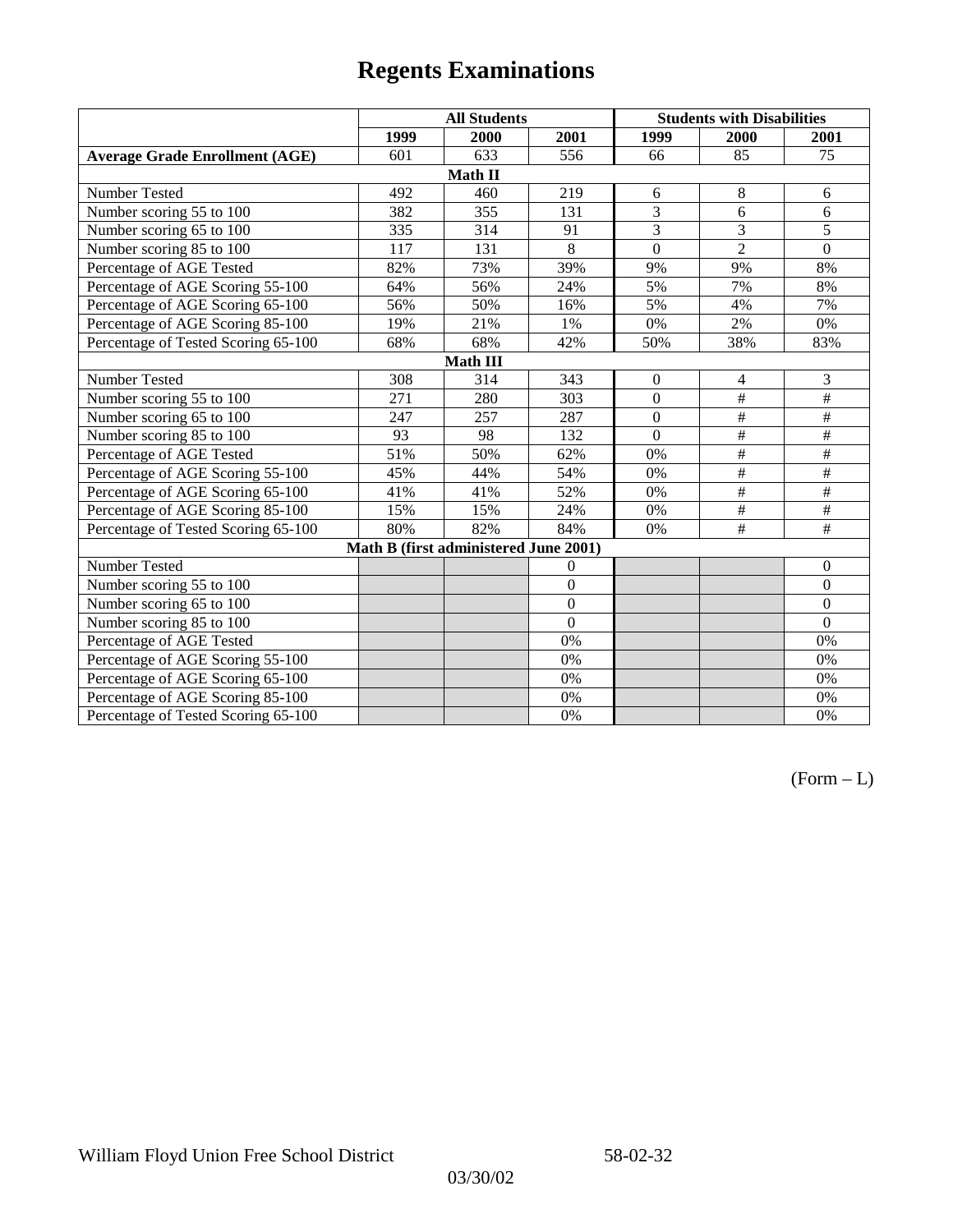# Regents Examinations

| | All Students | | | Students with Disabilities | | |
|---|---|---|---|---|---|---|
| | 1999 | 2000 | 2001 | 1999 | 2000 | 2001 |
| **Average Grade Enrollment (AGE)** | 601 | 633 | 556 | 66 | 85 | 75 |
| **Math II** | | | | | | |
| Number Tested | 492 | 460 | 219 | 6 | 8 | 6 |
| Number scoring 55 to 100 | 382 | 355 | 131 | 3 | 6 | 6 |
| Number scoring 65 to 100 | 335 | 314 | 91 | 3 | 3 | 5 |
| Number scoring 85 to 100 | 117 | 131 | 8 | 0 | 2 | 0 |
| Percentage of AGE Tested | 82% | 73% | 39% | 9% | 9% | 8% |
| Percentage of AGE Scoring 55-100 | 64% | 56% | 24% | 5% | 7% | 8% |
| Percentage of AGE Scoring 65-100 | 56% | 50% | 16% | 5% | 4% | 7% |
| Percentage of AGE Scoring 85-100 | 19% | 21% | 1% | 0% | 2% | 0% |
| Percentage of Tested Scoring 65-100 | 68% | 68% | 42% | 50% | 38% | 83% |
| **Math III** | | | | | | |
| Number Tested | 308 | 314 | 343 | 0 | 4 | 3 |
| Number scoring 55 to 100 | 271 | 280 | 303 | 0 | # | # |
| Number scoring 65 to 100 | 247 | 257 | 287 | 0 | # | # |
| Number scoring 85 to 100 | 93 | 98 | 132 | 0 | # | # |
| Percentage of AGE Tested | 51% | 50% | 62% | 0% | # | # |
| Percentage of AGE Scoring 55-100 | 45% | 44% | 54% | 0% | # | # |
| Percentage of AGE Scoring 65-100 | 41% | 41% | 52% | 0% | # | # |
| Percentage of AGE Scoring 85-100 | 15% | 15% | 24% | 0% | # | # |
| Percentage of Tested Scoring 65-100 | 80% | 82% | 84% | 0% | # | # |
| **Math B (first administered June 2001)** | | | | | | |
| Number Tested | | | 0 | | | 0 |
| Number scoring 55 to 100 | | | 0 | | | 0 |
| Number scoring 65 to 100 | | | 0 | | | 0 |
| Number scoring 85 to 100 | | | 0 | | | 0 |
| Percentage of AGE Tested | | | 0% | | | 0% |
| Percentage of AGE Scoring 55-100 | | | 0% | | | 0% |
| Percentage of AGE Scoring 65-100 | | | 0% | | | 0% |
| Percentage of AGE Scoring 85-100 | | | 0% | | | 0% |
| Percentage of Tested Scoring 65-100 | | | 0% | | | 0% |

(Form – L)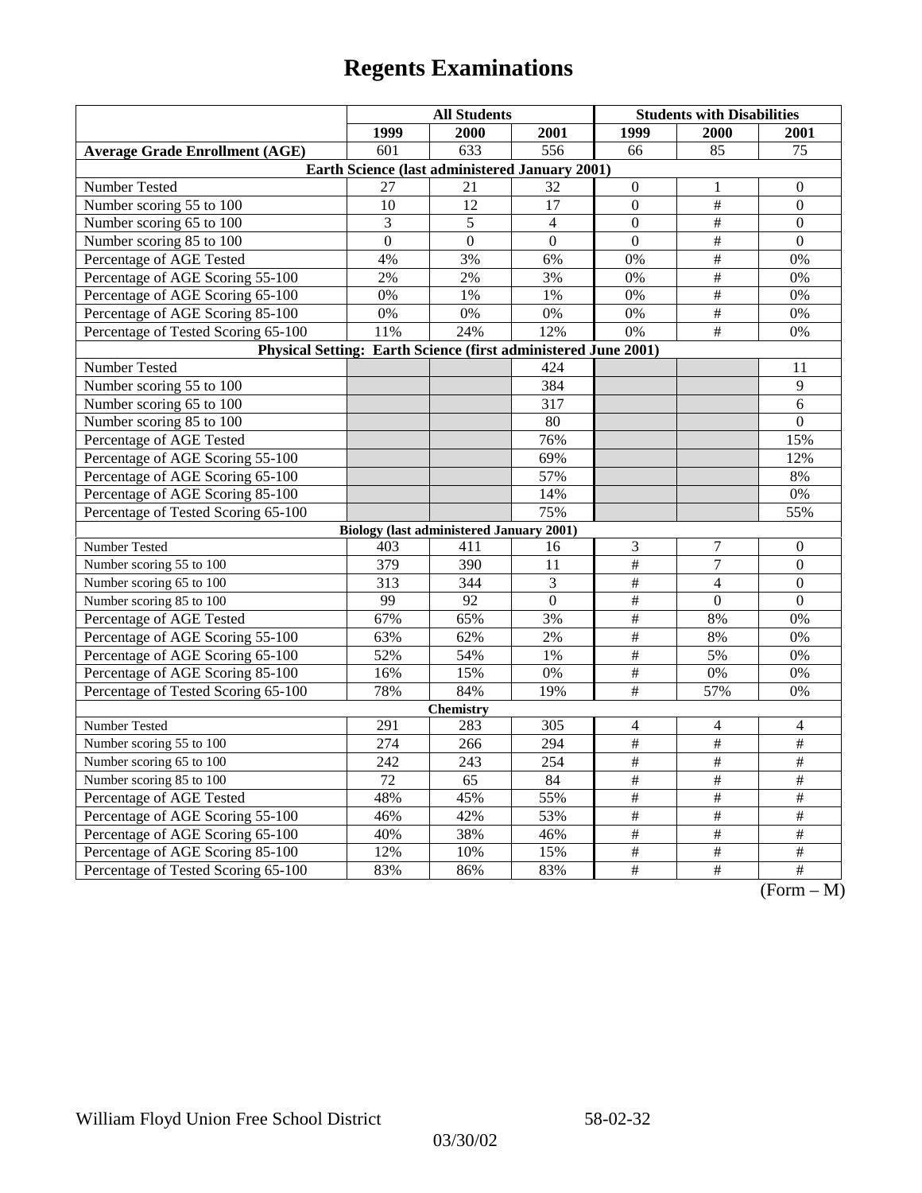# Regents Examinations

| | All Students | | | Students with Disabilities | | |
|---|---|---|---|---|---|---|
| | 1999 | 2000 | 2001 | 1999 | 2000 | 2001 |
| **Average Grade Enrollment (AGE)** | 601 | 633 | 556 | 66 | 85 | 75 |
| **Earth Science (last administered January 2001)** | | | | | | |
| Number Tested | 27 | 21 | 32 | 0 | 1 | 0 |
| Number scoring 55 to 100 | 10 | 12 | 17 | 0 | # | 0 |
| Number scoring 65 to 100 | 3 | 5 | 4 | 0 | # | 0 |
| Number scoring 85 to 100 | 0 | 0 | 0 | 0 | # | 0 |
| Percentage of AGE Tested | 4% | 3% | 6% | 0% | # | 0% |
| Percentage of AGE Scoring 55-100 | 2% | 2% | 3% | 0% | # | 0% |
| Percentage of AGE Scoring 65-100 | 0% | 1% | 1% | 0% | # | 0% |
| Percentage of AGE Scoring 85-100 | 0% | 0% | 0% | 0% | # | 0% |
| Percentage of Tested Scoring 65-100 | 11% | 24% | 12% | 0% | # | 0% |
| **Physical Setting: Earth Science (first administered June 2001)** | | | | | | |
| Number Tested | | | 424 | | | 11 |
| Number scoring 55 to 100 | | | 384 | | | 9 |
| Number scoring 65 to 100 | | | 317 | | | 6 |
| Number scoring 85 to 100 | | | 80 | | | 0 |
| Percentage of AGE Tested | | | 76% | | | 15% |
| Percentage of AGE Scoring 55-100 | | | 69% | | | 12% |
| Percentage of AGE Scoring 65-100 | | | 57% | | | 8% |
| Percentage of AGE Scoring 85-100 | | | 14% | | | 0% |
| Percentage of Tested Scoring 65-100 | | | 75% | | | 55% |
| **Biology (last administered January 2001)** | | | | | | |
| Number Tested | 403 | 411 | 16 | 3 | 7 | 0 |
| Number scoring 55 to 100 | 379 | 390 | 11 | # | 7 | 0 |
| Number scoring 65 to 100 | 313 | 344 | 3 | # | 4 | 0 |
| Number scoring 85 to 100 | 99 | 92 | 0 | # | 0 | 0 |
| Percentage of AGE Tested | 67% | 65% | 3% | # | 8% | 0% |
| Percentage of AGE Scoring 55-100 | 63% | 62% | 2% | # | 8% | 0% |
| Percentage of AGE Scoring 65-100 | 52% | 54% | 1% | # | 5% | 0% |
| Percentage of AGE Scoring 85-100 | 16% | 15% | 0% | # | 0% | 0% |
| Percentage of Tested Scoring 65-100 | 78% | 84% | 19% | # | 57% | 0% |
| **Chemistry** | | | | | | |
| Number Tested | 291 | 283 | 305 | 4 | 4 | 4 |
| Number scoring 55 to 100 | 274 | 266 | 294 | # | # | # |
| Number scoring 65 to 100 | 242 | 243 | 254 | # | # | # |
| Number scoring 85 to 100 | 72 | 65 | 84 | # | # | # |
| Percentage of AGE Tested | 48% | 45% | 55% | # | # | # |
| Percentage of AGE Scoring 55-100 | 46% | 42% | 53% | # | # | # |
| Percentage of AGE Scoring 65-100 | 40% | 38% | 46% | # | # | # |
| Percentage of AGE Scoring 85-100 | 12% | 10% | 15% | # | # | # |
| Percentage of Tested Scoring 65-100 | 83% | 86% | 83% | # | # | # |

(Form – M)

William Floyd Union Free School District 58-02-32

03/30/02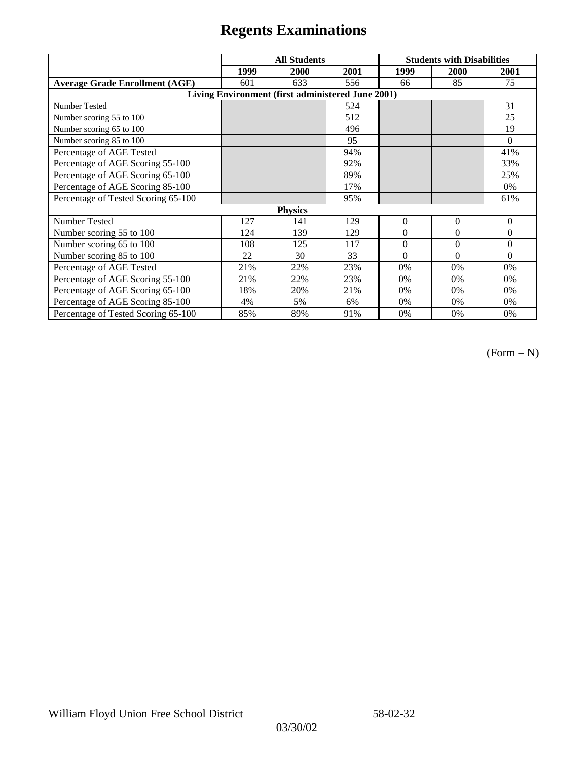# Regents Examinations

| | All Students | | | Students with Disabilities | | |
|---|---|---|---|---|---|---|
| | 1999 | 2000 | 2001 | 1999 | 2000 | 2001 |
| **Average Grade Enrollment (AGE)** | 601 | 633 | 556 | 66 | 85 | 75 |
| **Living Environment (first administered June 2001)** | | | | | | |
| Number Tested | | | 524 | | | 31 |
| Number scoring 55 to 100 | | | 512 | | | 25 |
| Number scoring 65 to 100 | | | 496 | | | 19 |
| Number scoring 85 to 100 | | | 95 | | | 0 |
| Percentage of AGE Tested | | | 94% | | | 41% |
| Percentage of AGE Scoring 55-100 | | | 92% | | | 33% |
| Percentage of AGE Scoring 65-100 | | | 89% | | | 25% |
| Percentage of AGE Scoring 85-100 | | | 17% | | | 0% |
| Percentage of Tested Scoring 65-100 | | | 95% | | | 61% |
| **Physics** | | | | | | |
| Number Tested | 127 | 141 | 129 | 0 | 0 | 0 |
| Number scoring 55 to 100 | 124 | 139 | 129 | 0 | 0 | 0 |
| Number scoring 65 to 100 | 108 | 125 | 117 | 0 | 0 | 0 |
| Number scoring 85 to 100 | 22 | 30 | 33 | 0 | 0 | 0 |
| Percentage of AGE Tested | 21% | 22% | 23% | 0% | 0% | 0% |
| Percentage of AGE Scoring 55-100 | 21% | 22% | 23% | 0% | 0% | 0% |
| Percentage of AGE Scoring 65-100 | 18% | 20% | 21% | 0% | 0% | 0% |
| Percentage of AGE Scoring 85-100 | 4% | 5% | 6% | 0% | 0% | 0% |
| Percentage of Tested Scoring 65-100 | 85% | 89% | 91% | 0% | 0% | 0% |

(Form – N)

William Floyd Union Free School District 58-02-32

03/30/02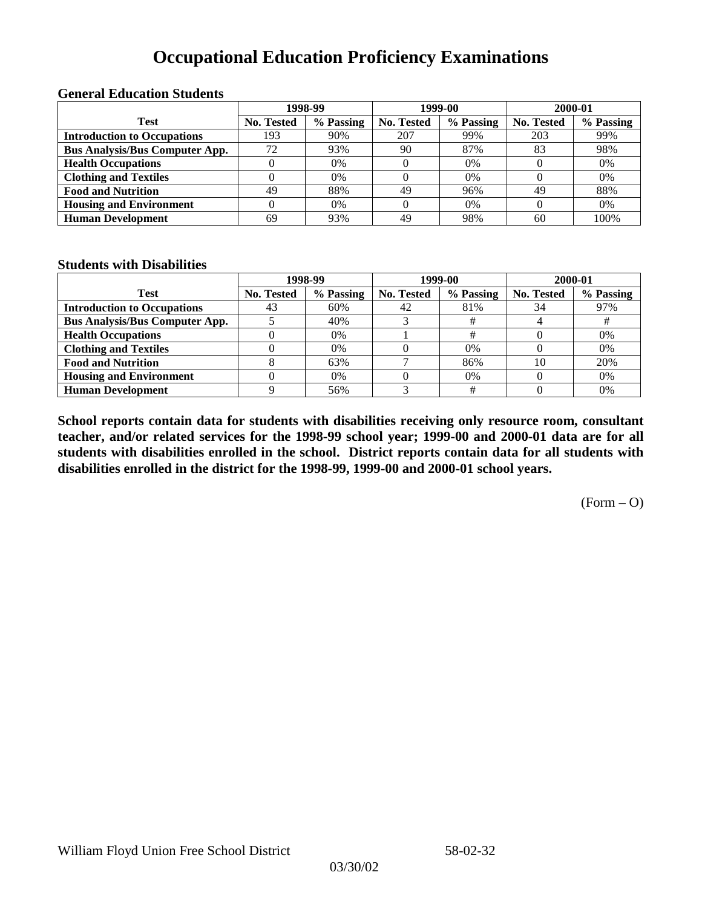# Occupational Education Proficiency Examinations

### General Education Students

| | 1998-99 | | 1999-00 | | 2000-01 | |
|---|---|---|---|---|---|---|
| **Test** | **No. Tested** | **% Passing** | **No. Tested** | **% Passing** | **No. Tested** | **% Passing** |
| **Introduction to Occupations** | 193 | 90% | 207 | 99% | 203 | 99% |
| **Bus Analysis/Bus Computer App.** | 72 | 93% | 90 | 87% | 83 | 98% |
| **Health Occupations** | 0 | 0% | 0 | 0% | 0 | 0% |
| **Clothing and Textiles** | 0 | 0% | 0 | 0% | 0 | 0% |
| **Food and Nutrition** | 49 | 88% | 49 | 96% | 49 | 88% |
| **Housing and Environment** | 0 | 0% | 0 | 0% | 0 | 0% |
| **Human Development** | 69 | 93% | 49 | 98% | 60 | 100% |

### Students with Disabilities

| | 1998-99 | | 1999-00 | | 2000-01 | |
|---|---|---|---|---|---|---|
| **Test** | **No. Tested** | **% Passing** | **No. Tested** | **% Passing** | **No. Tested** | **% Passing** |
| **Introduction to Occupations** | 43 | 60% | 42 | 81% | 34 | 97% |
| **Bus Analysis/Bus Computer App.** | 5 | 40% | 3 | # | 4 | # |
| **Health Occupations** | 0 | 0% | 1 | # | 0 | 0% |
| **Clothing and Textiles** | 0 | 0% | 0 | 0% | 0 | 0% |
| **Food and Nutrition** | 8 | 63% | 7 | 86% | 10 | 20% |
| **Housing and Environment** | 0 | 0% | 0 | 0% | 0 | 0% |
| **Human Development** | 9 | 56% | 3 | # | 0 | 0% |

**School reports contain data for students with disabilities receiving only resource room, consultant teacher, and/or related services for the 1998-99 school year; 1999-00 and 2000-01 data are for all students with disabilities enrolled in the school. District reports contain data for all students with disabilities enrolled in the district for the 1998-99, 1999-00 and 2000-01 school years.**

(Form – O)

William Floyd Union Free School District 58-02-32

03/30/02